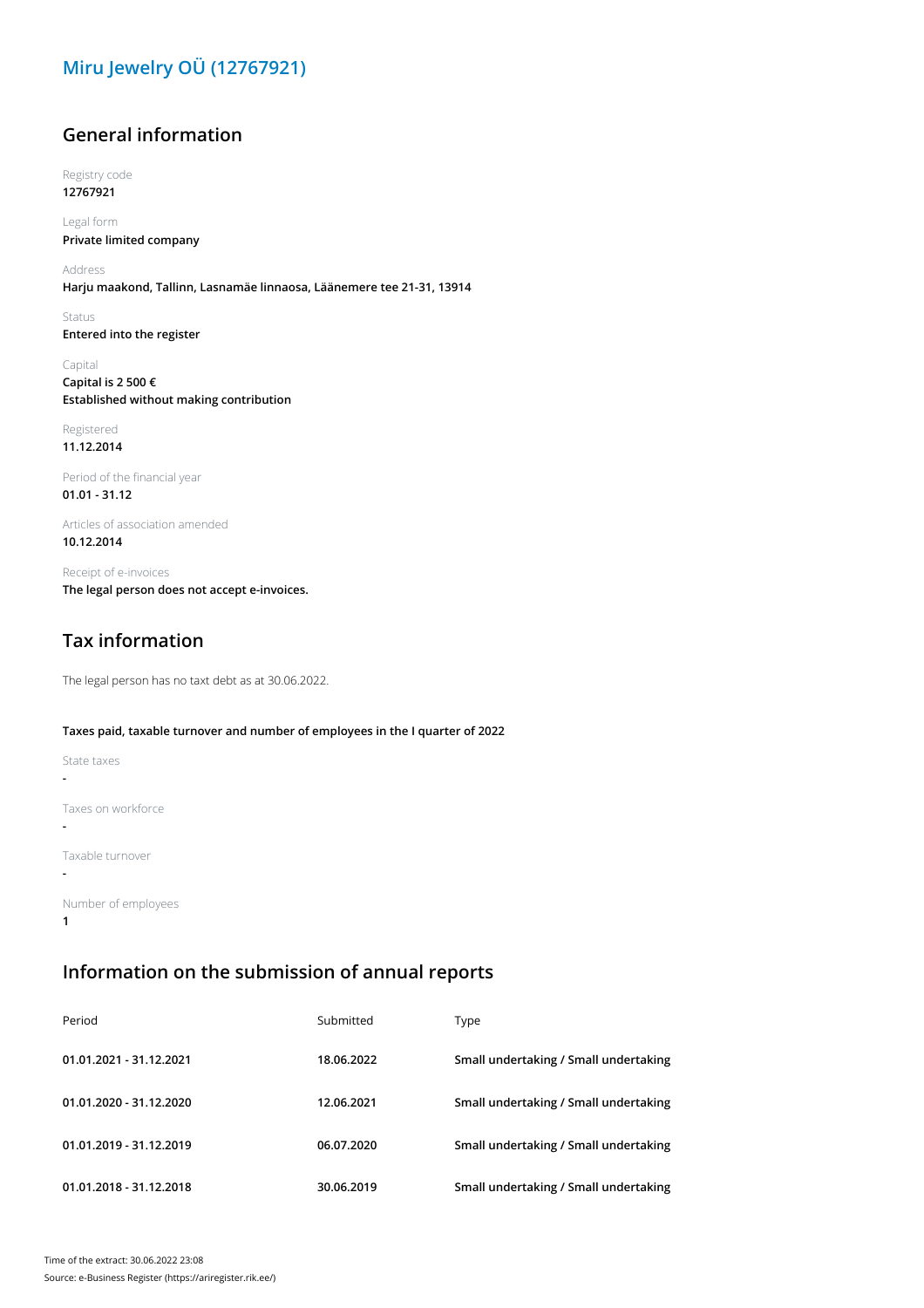# Miru Jewelry OÜ (12767921)

## General information

Registry code
**12767921**

Legal form
**Private limited company**

Address
**Harju maakond, Tallinn, Lasnamäe linnaosa, Läänemere tee 21-31, 13914**

Status
**Entered into the register**

Capital
**Capital is 2 500 €**
**Established without making contribution**

Registered
**11.12.2014**

Period of the financial year
**01.01 - 31.12**

Articles of association amended
**10.12.2014**

Receipt of e-invoices
**The legal person does not accept e-invoices.**

## Tax information

The legal person has no taxt debt as at 30.06.2022.

**Taxes paid, taxable turnover and number of employees in the I quarter of 2022**

State taxes
**-**

Taxes on workforce
**-**

Taxable turnover
**-**

Number of employees
**1**

## Information on the submission of annual reports

| Period | Submitted | Type |
|---|---|---|
| **01.01.2021 - 31.12.2021** | **18.06.2022** | **Small undertaking / Small undertaking** |
| **01.01.2020 - 31.12.2020** | **12.06.2021** | **Small undertaking / Small undertaking** |
| **01.01.2019 - 31.12.2019** | **06.07.2020** | **Small undertaking / Small undertaking** |
| **01.01.2018 - 31.12.2018** | **30.06.2019** | **Small undertaking / Small undertaking** |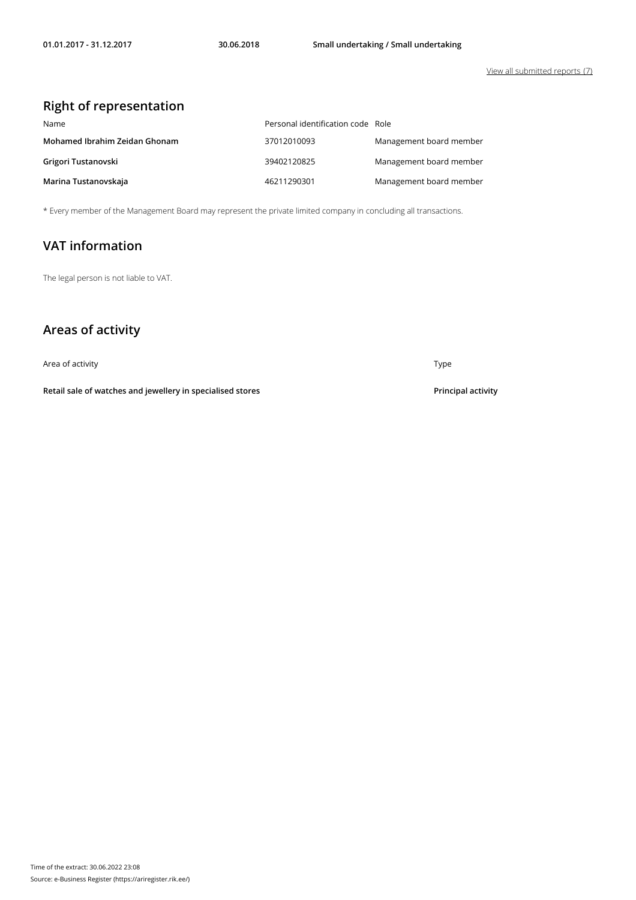| | | |
|---|---|---|
| **01.01.2017 - 31.12.2017** | **30.06.2018** | **Small undertaking / Small undertaking** |

View all submitted reports (7)

## Right of representation

| Name | Personal identification code | Role |
|---|---|---|
| **Mohamed Ibrahim Zeidan Ghonam** | 37012010093 | Management board member |
| **Grigori Tustanovski** | 39402120825 | Management board member |
| **Marina Tustanovskaja** | 46211290301 | Management board member |

* Every member of the Management Board may represent the private limited company in concluding all transactions.

## VAT information

The legal person is not liable to VAT.

## Areas of activity

| Area of activity | Type |
|---|---|
| **Retail sale of watches and jewellery in specialised stores** | **Principal activity** |

Time of the extract: 30.06.2022 23:08
Source: e-Business Register (https://ariregister.rik.ee/)